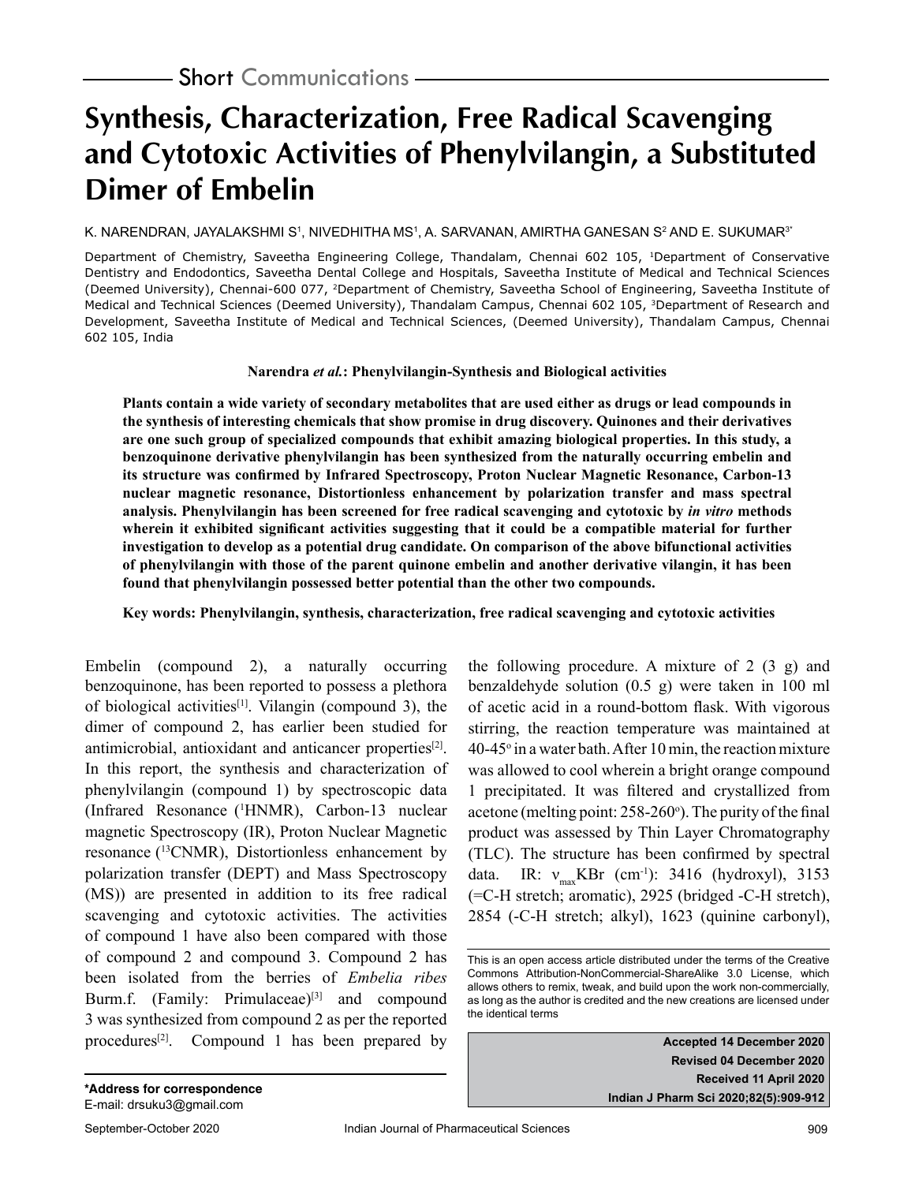Short Communications

# Synthesis, Characterization, Free Radical Scavenging and Cytotoxic Activities of Phenylvilangin, a Substituted Dimer of Embelin

K. NARENDRAN, JAYALAKSHMI S[1], NIVEDHITHA MS[1], A. SARVANAN, AMIRTHA GANESAN S[2] AND E. SUKUMAR[3]*

Department of Chemistry, Saveetha Engineering College, Thandalam, Chennai 602 105, [1]Department of Conservative Dentistry and Endodontics, Saveetha Dental College and Hospitals, Saveetha Institute of Medical and Technical Sciences (Deemed University), Chennai-600 077, [2]Department of Chemistry, Saveetha School of Engineering, Saveetha Institute of Medical and Technical Sciences (Deemed University), Thandalam Campus, Chennai 602 105, [3]Department of Research and Development, Saveetha Institute of Medical and Technical Sciences, (Deemed University), Thandalam Campus, Chennai 602 105, India

**Narendra *et al.*: Phenylvilangin-Synthesis and Biological activities**

**Plants contain a wide variety of secondary metabolites that are used either as drugs or lead compounds in the synthesis of interesting chemicals that show promise in drug discovery. Quinones and their derivatives are one such group of specialized compounds that exhibit amazing biological properties. In this study, a benzoquinone derivative phenylvilangin has been synthesized from the naturally occurring embelin and its structure was confirmed by Infrared Spectroscopy, Proton Nuclear Magnetic Resonance, Carbon-13 nuclear magnetic resonance, Distortionless enhancement by polarization transfer and mass spectral analysis. Phenylvilangin has been screened for free radical scavenging and cytotoxic by *in vitro* methods wherein it exhibited significant activities suggesting that it could be a compatible material for further investigation to develop as a potential drug candidate. On comparison of the above bifunctional activities of phenylvilangin with those of the parent quinone embelin and another derivative vilangin, it has been found that phenylvilangin possessed better potential than the other two compounds.**

**Key words: Phenylvilangin, synthesis, characterization, free radical scavenging and cytotoxic activities**

Embelin (compound 2), a naturally occurring benzoquinone, has been reported to possess a plethora of biological activities[1]. Vilangin (compound 3), the dimer of compound 2, has earlier been studied for antimicrobial, antioxidant and anticancer properties[2]. In this report, the synthesis and characterization of phenylvilangin (compound 1) by spectroscopic data (Infrared Resonance ([1]HNMR), Carbon-13 nuclear magnetic Spectroscopy (IR), Proton Nuclear Magnetic resonance ([13]CNMR), Distortionless enhancement by polarization transfer (DEPT) and Mass Spectroscopy (MS)) are presented in addition to its free radical scavenging and cytotoxic activities. The activities of compound 1 have also been compared with those of compound 2 and compound 3. Compound 2 has been isolated from the berries of *Embelia ribes* Burm.f. (Family: Primulaceae)[3] and compound 3 was synthesized from compound 2 as per the reported procedures[2]. Compound 1 has been prepared by the following procedure. A mixture of 2 (3 g) and benzaldehyde solution (0.5 g) were taken in 100 ml of acetic acid in a round-bottom flask. With vigorous stirring, the reaction temperature was maintained at 40-45° in a water bath. After 10 min, the reaction mixture was allowed to cool wherein a bright orange compound 1 precipitated. It was filtered and crystallized from acetone (melting point: 258-260°). The purity of the final product was assessed by Thin Layer Chromatography (TLC). The structure has been confirmed by spectral data. IR: $\nu_{max}$KBr ($cm^{-1}$): 3416 (hydroxyl), 3153 (=C-H stretch; aromatic), 2925 (bridged -C-H stretch), 2854 (-C-H stretch; alkyl), 1623 (quinine carbonyl),

This is an open access article distributed under the terms of the Creative Commons Attribution-NonCommercial-ShareAlike 3.0 License, which allows others to remix, tweak, and build upon the work non-commercially, as long as the author is credited and the new creations are licensed under the identical terms

**Accepted 14 December 2020**
**Revised 04 December 2020**
**Received 11 April 2020**

**\*Address for correspondence**
E-mail: drsuku3@gmail.com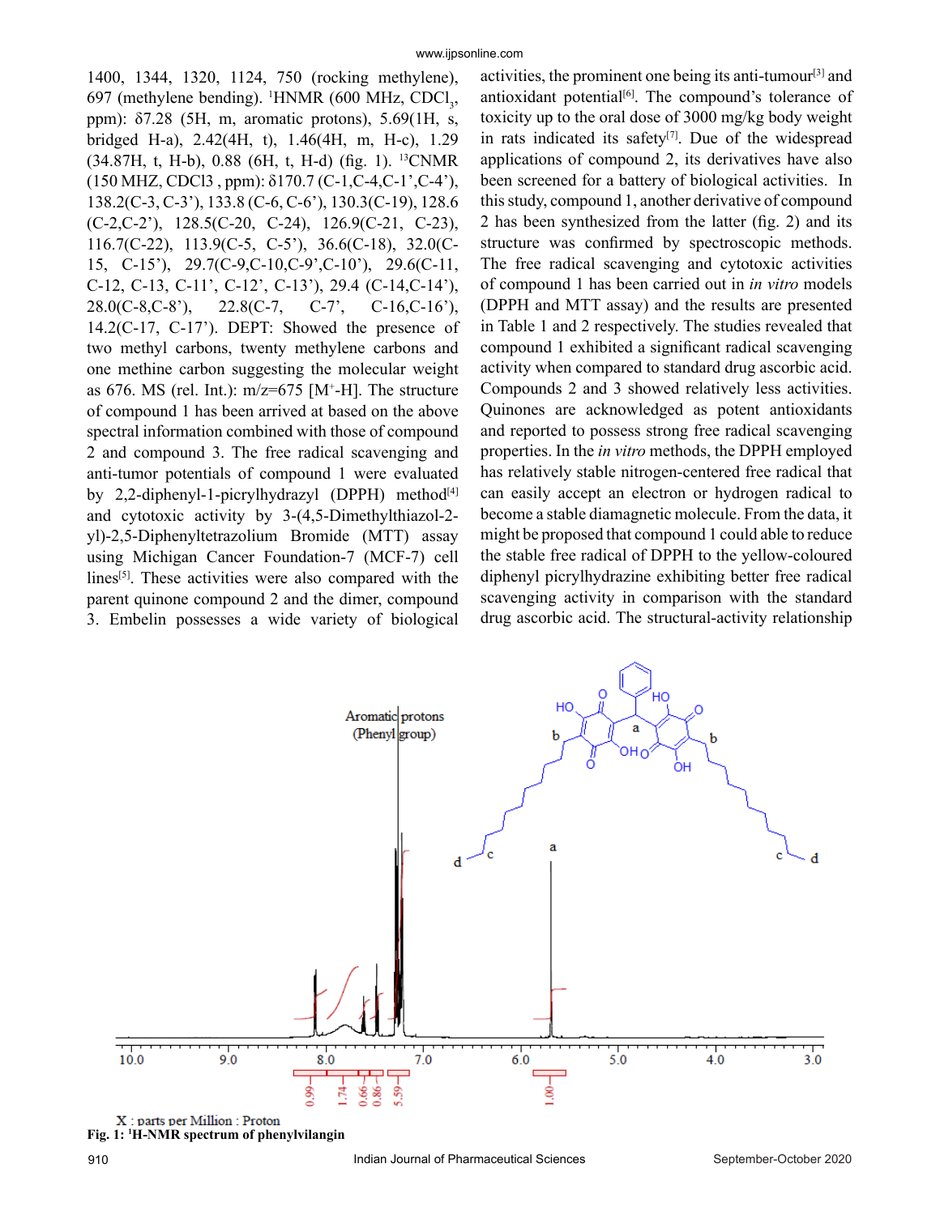1400, 1344, 1320, 1124, 750 (rocking methylene), 697 (methylene bending). $^1$HNMR (600 MHz, $CDCl_3$, ppm): δ7.28 (5H, m, aromatic protons), 5.69(1H, s, bridged H-a), 2.42(4H, t), 1.46(4H, m, H-c), 1.29 (34.87H, t, H-b), 0.88 (6H, t, H-d) (fig. 1). $^{13}$CNMR (150 MHZ, CDCl3 , ppm): δ170.7 (C-1,C-4,C-1',C-4'), 138.2(C-3, C-3'), 133.8 (C-6, C-6'), 130.3(C-19), 128.6 (C-2,C-2'), 128.5(C-20, C-24), 126.9(C-21, C-23), 116.7(C-22), 113.9(C-5, C-5'), 36.6(C-18), 32.0(C-15, C-15'), 29.7(C-9,C-10,C-9',C-10'), 29.6(C-11, C-12, C-13, C-11', C-12', C-13'), 29.4 (C-14,C-14'), 28.0(C-8,C-8'), 22.8(C-7, C-7', C-16,C-16'), 14.2(C-17, C-17'). DEPT: Showed the presence of two methyl carbons, twenty methylene carbons and one methine carbon suggesting the molecular weight as 676. MS (rel. Int.): m/z=675 [$M^+$-H]. The structure of compound 1 has been arrived at based on the above spectral information combined with those of compound 2 and compound 3. The free radical scavenging and anti-tumor potentials of compound 1 were evaluated by 2,2-diphenyl-1-picrylhydrazyl (DPPH) method[4] and cytotoxic activity by 3-(4,5-Dimethylthiazol-2-yl)-2,5-Diphenyltetrazolium Bromide (MTT) assay using Michigan Cancer Foundation-7 (MCF-7) cell lines[5]. These activities were also compared with the parent quinone compound 2 and the dimer, compound 3. Embelin possesses a wide variety of biological activities, the prominent one being its anti-tumour[3] and antioxidant potential[6]. The compound's tolerance of toxicity up to the oral dose of 3000 mg/kg body weight in rats indicated its safety[7]. Due of the widespread applications of compound 2, its derivatives have also been screened for a battery of biological activities. In this study, compound 1, another derivative of compound 2 has been synthesized from the latter (fig. 2) and its structure was confirmed by spectroscopic methods. The free radical scavenging and cytotoxic activities of compound 1 has been carried out in *in vitro* models (DPPH and MTT assay) and the results are presented in Table 1 and 2 respectively. The studies revealed that compound 1 exhibited a significant radical scavenging activity when compared to standard drug ascorbic acid. Compounds 2 and 3 showed relatively less activities. Quinones are acknowledged as potent antioxidants and reported to possess strong free radical scavenging properties. In the *in vitro* methods, the DPPH employed has relatively stable nitrogen-centered free radical that can easily accept an electron or hydrogen radical to become a stable diamagnetic molecule. From the data, it might be proposed that compound 1 could able to reduce the stable free radical of DPPH to the yellow-coloured diphenyl picrylhydrazine exhibiting better free radical scavenging activity in comparison with the standard drug ascorbic acid. The structural-activity relationship

**Fig. 1: $^1$H-NMR spectrum of phenylvilangin**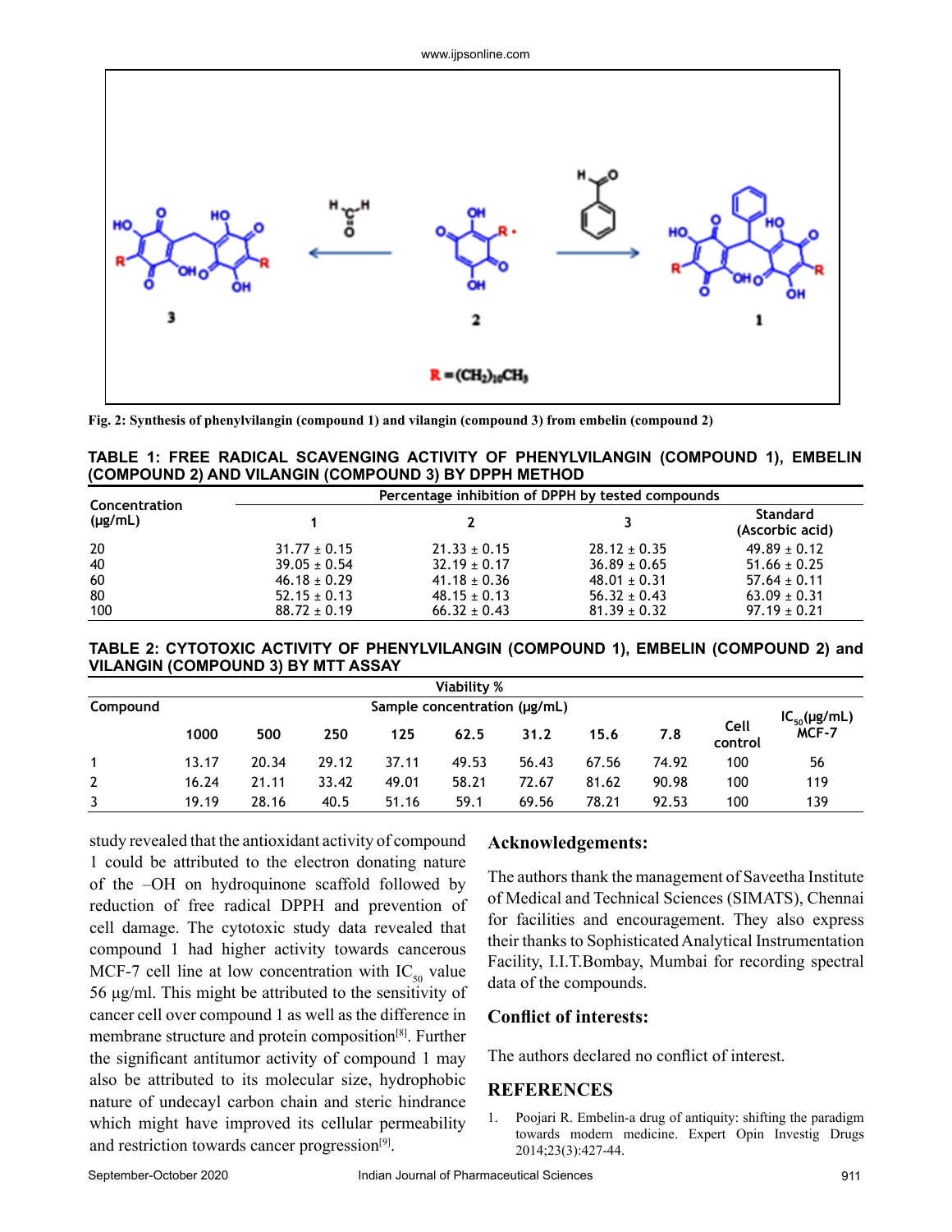Fig. 2: Synthesis of phenylvilangin (compound 1) and vilangin (compound 3) from embelin (compound 2)

**TABLE 1: FREE RADICAL SCAVENGING ACTIVITY OF PHENYLVILANGIN (COMPOUND 1), EMBELIN (COMPOUND 2) AND VILANGIN (COMPOUND 3) BY DPPH METHOD**

| Concentration (μg/mL) | Percentage inhibition of DPPH by tested compounds | | | |
|---|---|---|---|---|
| | 1 | 2 | 3 | Standard (Ascorbic acid) |
| 20 | 31.77 ± 0.15 | 21.33 ± 0.15 | 28.12 ± 0.35 | 49.89 ± 0.12 |
| 40 | 39.05 ± 0.54 | 32.19 ± 0.17 | 36.89 ± 0.65 | 51.66 ± 0.25 |
| 60 | 46.18 ± 0.29 | 41.18 ± 0.36 | 48.01 ± 0.31 | 57.64 ± 0.11 |
| 80 | 52.15 ± 0.13 | 48.15 ± 0.13 | 56.32 ± 0.43 | 63.09 ± 0.31 |
| 100 | 88.72 ± 0.19 | 66.32 ± 0.43 | 81.39 ± 0.32 | 97.19 ± 0.21 |

**TABLE 2: CYTOTOXIC ACTIVITY OF PHENYLVILANGIN (COMPOUND 1), EMBELIN (COMPOUND 2) and VILANGIN (COMPOUND 3) BY MTT ASSAY**

| Compound | Viability % | | | | | | | | | |
|---|---|---|---|---|---|---|---|---|---|---|
| | Sample concentration (μg/mL) | | | | | | | | | $IC_{50}$(μg/mL) MCF-7 |
| | 1000 | 500 | 250 | 125 | 62.5 | 31.2 | 15.6 | 7.8 | Cell control | |
| 1 | 13.17 | 20.34 | 29.12 | 37.11 | 49.53 | 56.43 | 67.56 | 74.92 | 100 | 56 |
| 2 | 16.24 | 21.11 | 33.42 | 49.01 | 58.21 | 72.67 | 81.62 | 90.98 | 100 | 119 |
| 3 | 19.19 | 28.16 | 40.5 | 51.16 | 59.1 | 69.56 | 78.21 | 92.53 | 100 | 139 |

study revealed that the antioxidant activity of compound 1 could be attributed to the electron donating nature of the –OH on hydroquinone scaffold followed by reduction of free radical DPPH and prevention of cell damage. The cytotoxic study data revealed that compound 1 had higher activity towards cancerous MCF-7 cell line at low concentration with $IC_{50}$ value 56 μg/ml. This might be attributed to the sensitivity of cancer cell over compound 1 as well as the difference in membrane structure and protein composition[8]. Further the significant antitumor activity of compound 1 may also be attributed to its molecular size, hydrophobic nature of undecayl carbon chain and steric hindrance which might have improved its cellular permeability and restriction towards cancer progression[9].

## Acknowledgements:

The authors thank the management of Saveetha Institute of Medical and Technical Sciences (SIMATS), Chennai for facilities and encouragement. They also express their thanks to Sophisticated Analytical Instrumentation Facility, I.I.T.Bombay, Mumbai for recording spectral data of the compounds.

## Conflict of interests:

The authors declared no conflict of interest.

## REFERENCES

1. Poojari R. Embelin-a drug of antiquity: shifting the paradigm towards modern medicine. Expert Opin Investig Drugs 2014;23(3):427-44.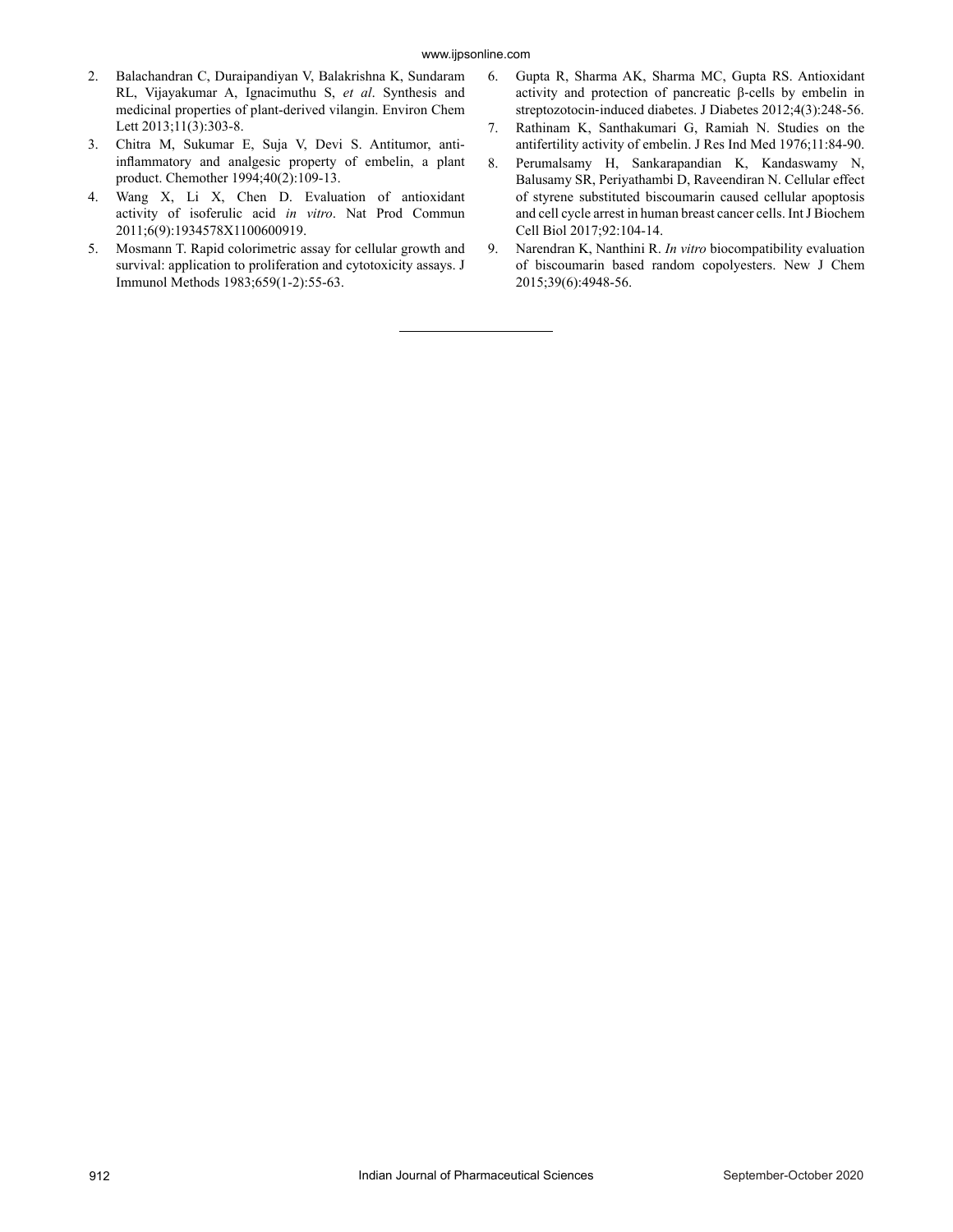2. Balachandran C, Duraipandiyan V, Balakrishna K, Sundaram RL, Vijayakumar A, Ignacimuthu S, *et al*. Synthesis and medicinal properties of plant-derived vilangin. Environ Chem Lett 2013;11(3):303-8.
3. Chitra M, Sukumar E, Suja V, Devi S. Antitumor, anti-inflammatory and analgesic property of embelin, a plant product. Chemother 1994;40(2):109-13.
4. Wang X, Li X, Chen D. Evaluation of antioxidant activity of isoferulic acid *in vitro*. Nat Prod Commun 2011;6(9):1934578X1100600919.
5. Mosmann T. Rapid colorimetric assay for cellular growth and survival: application to proliferation and cytotoxicity assays. J Immunol Methods 1983;659(1-2):55-63.
6. Gupta R, Sharma AK, Sharma MC, Gupta RS. Antioxidant activity and protection of pancreatic β-cells by embelin in streptozotocin-induced diabetes. J Diabetes 2012;4(3):248-56.
7. Rathinam K, Santhakumari G, Ramiah N. Studies on the antifertility activity of embelin. J Res Ind Med 1976;11:84-90.
8. Perumalsamy H, Sankarapandian K, Kandaswamy N, Balusamy SR, Periyathambi D, Raveendiran N. Cellular effect of styrene substituted biscoumarin caused cellular apoptosis and cell cycle arrest in human breast cancer cells. Int J Biochem Cell Biol 2017;92:104-14.
9. Narendran K, Nanthini R. *In vitro* biocompatibility evaluation of biscoumarin based random copolyesters. New J Chem 2015;39(6):4948-56.